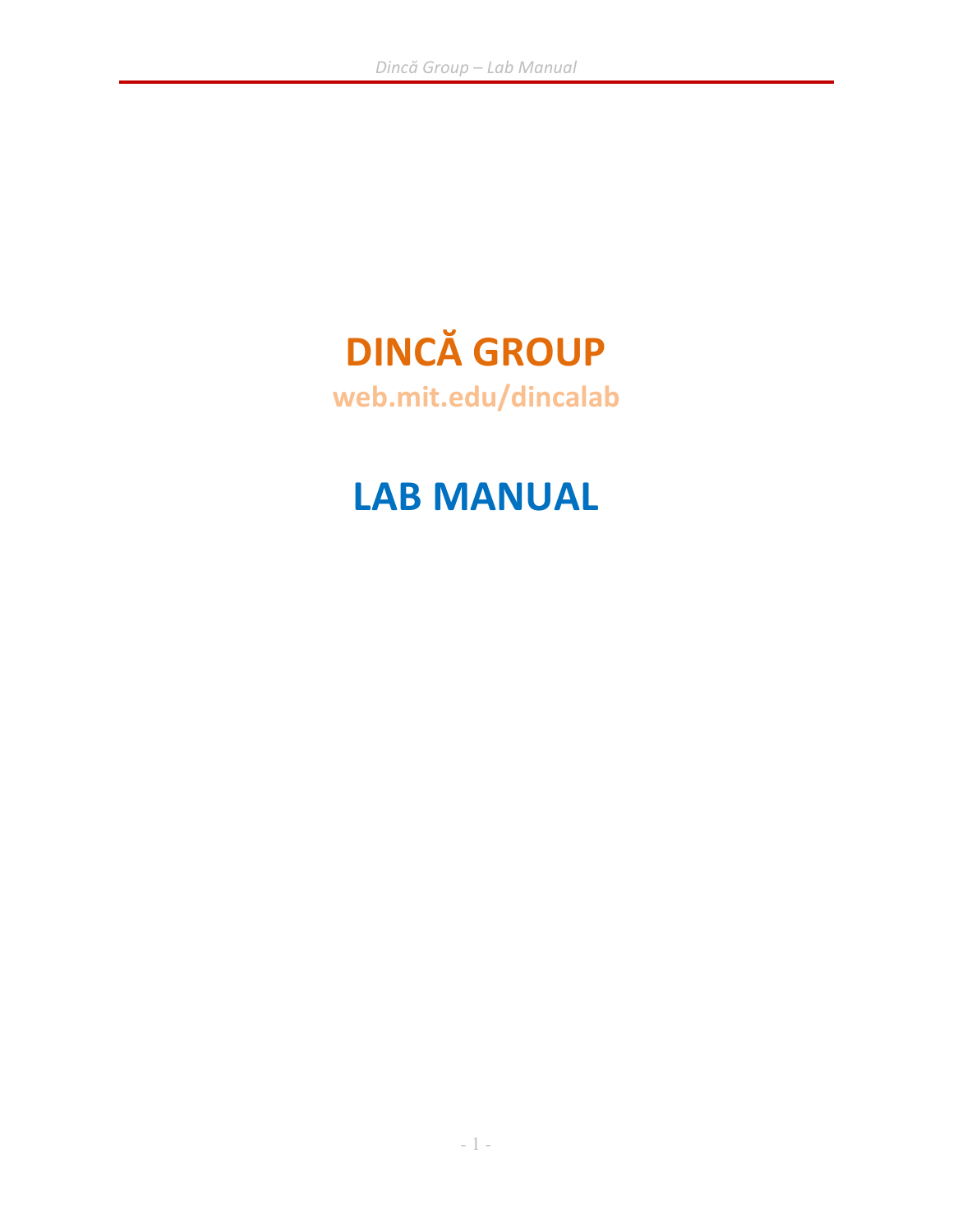# DINCĂ GROUP

**web.mit.edu/dincalab**

# LAB MANUAL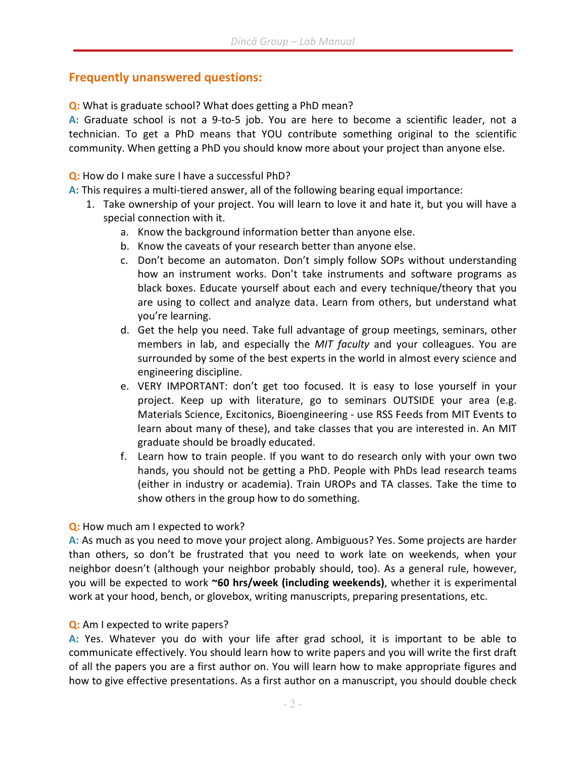## Frequently unanswered questions:

**Q:** What is graduate school? What does getting a PhD mean?

**A:** Graduate school is not a 9-to-5 job. You are here to become a scientific leader, not a technician. To get a PhD means that YOU contribute something original to the scientific community. When getting a PhD you should know more about your project than anyone else.

**Q:** How do I make sure I have a successful PhD?

**A:** This requires a multi-tiered answer, all of the following bearing equal importance:

1. Take ownership of your project. You will learn to love it and hate it, but you will have a special connection with it.
   a. Know the background information better than anyone else.
   b. Know the caveats of your research better than anyone else.
   c. Don't become an automaton. Don't simply follow SOPs without understanding how an instrument works. Don't take instruments and software programs as black boxes. Educate yourself about each and every technique/theory that you are using to collect and analyze data. Learn from others, but understand what you're learning.
   d. Get the help you need. Take full advantage of group meetings, seminars, other members in lab, and especially the *MIT faculty* and your colleagues. You are surrounded by some of the best experts in the world in almost every science and engineering discipline.
   e. VERY IMPORTANT: don't get too focused. It is easy to lose yourself in your project. Keep up with literature, go to seminars OUTSIDE your area (e.g. Materials Science, Excitonics, Bioengineering - use RSS Feeds from MIT Events to learn about many of these), and take classes that you are interested in. An MIT graduate should be broadly educated.
   f. Learn how to train people. If you want to do research only with your own two hands, you should not be getting a PhD. People with PhDs lead research teams (either in industry or academia). Train UROPs and TA classes. Take the time to show others in the group how to do something.

**Q:** How much am I expected to work?

**A:** As much as you need to move your project along. Ambiguous? Yes. Some projects are harder than others, so don't be frustrated that you need to work late on weekends, when your neighbor doesn't (although your neighbor probably should, too). As a general rule, however, you will be expected to work **~60 hrs/week (including weekends)**, whether it is experimental work at your hood, bench, or glovebox, writing manuscripts, preparing presentations, etc.

**Q:** Am I expected to write papers?

**A:** Yes. Whatever you do with your life after grad school, it is important to be able to communicate effectively. You should learn how to write papers and you will write the first draft of all the papers you are a first author on. You will learn how to make appropriate figures and how to give effective presentations. As a first author on a manuscript, you should double check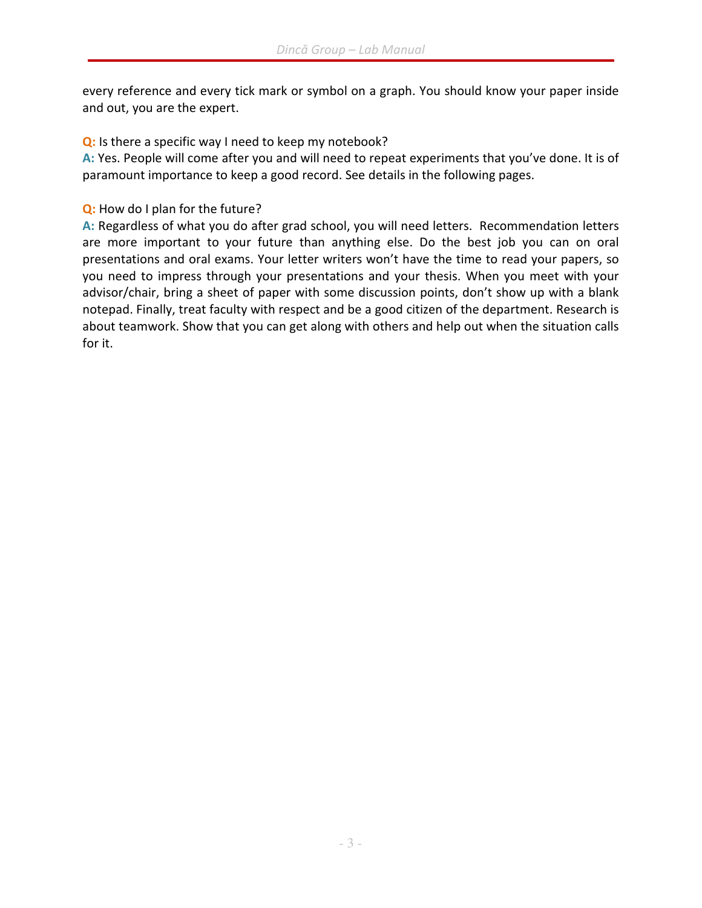every reference and every tick mark or symbol on a graph. You should know your paper inside and out, you are the expert.

**Q:** Is there a specific way I need to keep my notebook?
**A:** Yes. People will come after you and will need to repeat experiments that you've done. It is of paramount importance to keep a good record. See details in the following pages.

**Q:** How do I plan for the future?
**A:** Regardless of what you do after grad school, you will need letters. Recommendation letters are more important to your future than anything else. Do the best job you can on oral presentations and oral exams. Your letter writers won't have the time to read your papers, so you need to impress through your presentations and your thesis. When you meet with your advisor/chair, bring a sheet of paper with some discussion points, don't show up with a blank notepad. Finally, treat faculty with respect and be a good citizen of the department. Research is about teamwork. Show that you can get along with others and help out when the situation calls for it.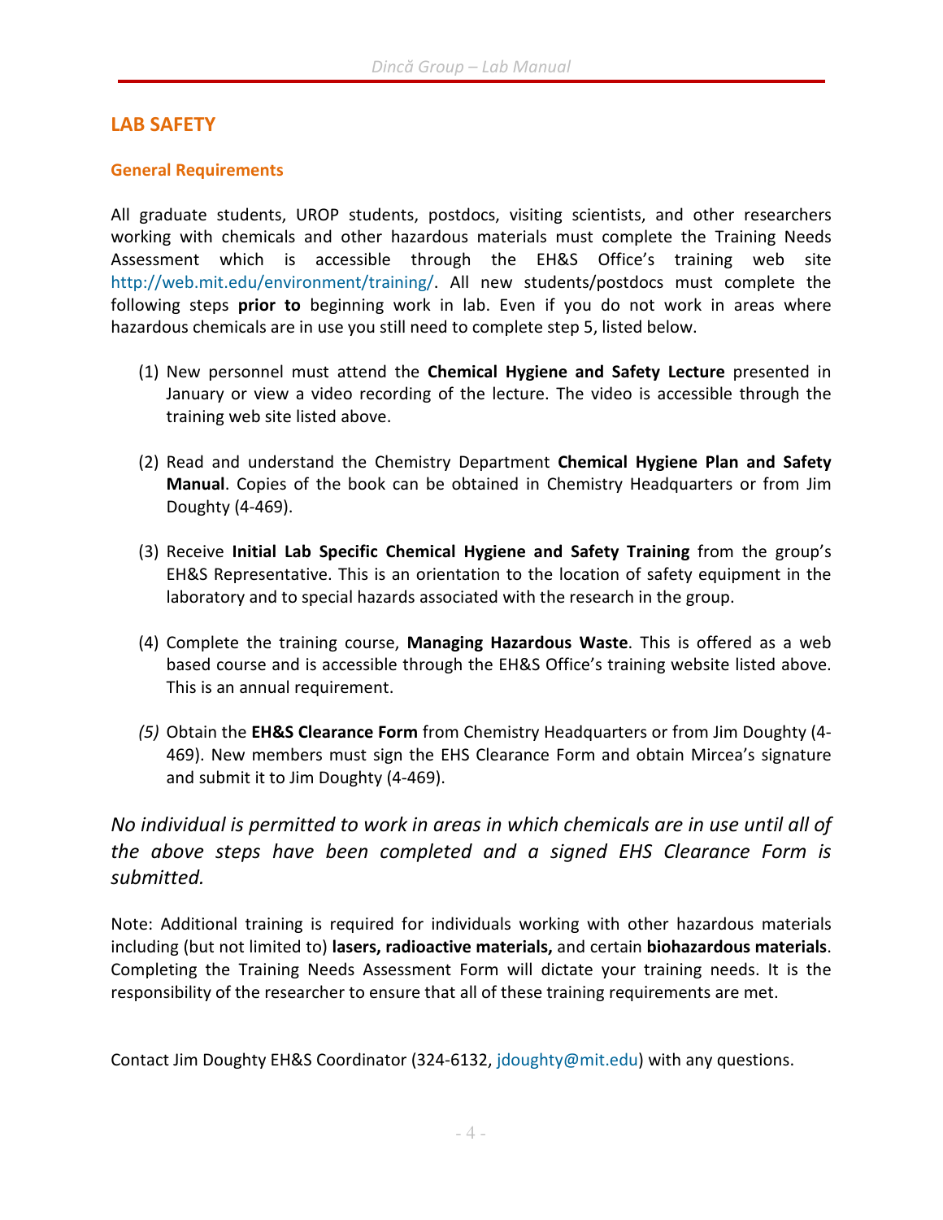## LAB SAFETY

### General Requirements

All graduate students, UROP students, postdocs, visiting scientists, and other researchers working with chemicals and other hazardous materials must complete the Training Needs Assessment which is accessible through the EH&S Office's training web site http://web.mit.edu/environment/training/. All new students/postdocs must complete the following steps **prior to** beginning work in lab. Even if you do not work in areas where hazardous chemicals are in use you still need to complete step 5, listed below.

(1) New personnel must attend the **Chemical Hygiene and Safety Lecture** presented in January or view a video recording of the lecture. The video is accessible through the training web site listed above.

(2) Read and understand the Chemistry Department **Chemical Hygiene Plan and Safety Manual**. Copies of the book can be obtained in Chemistry Headquarters or from Jim Doughty (4-469).

(3) Receive **Initial Lab Specific Chemical Hygiene and Safety Training** from the group's EH&S Representative. This is an orientation to the location of safety equipment in the laboratory and to special hazards associated with the research in the group.

(4) Complete the training course, **Managing Hazardous Waste**. This is offered as a web based course and is accessible through the EH&S Office's training website listed above. This is an annual requirement.

*(5)* Obtain the **EH&S Clearance Form** from Chemistry Headquarters or from Jim Doughty (4-469). New members must sign the EHS Clearance Form and obtain Mircea's signature and submit it to Jim Doughty (4-469).

*No individual is permitted to work in areas in which chemicals are in use until all of the above steps have been completed and a signed EHS Clearance Form is submitted.*

Note: Additional training is required for individuals working with other hazardous materials including (but not limited to) **lasers, radioactive materials,** and certain **biohazardous materials**. Completing the Training Needs Assessment Form will dictate your training needs. It is the responsibility of the researcher to ensure that all of these training requirements are met.

Contact Jim Doughty EH&S Coordinator (324-6132, jdoughty@mit.edu) with any questions.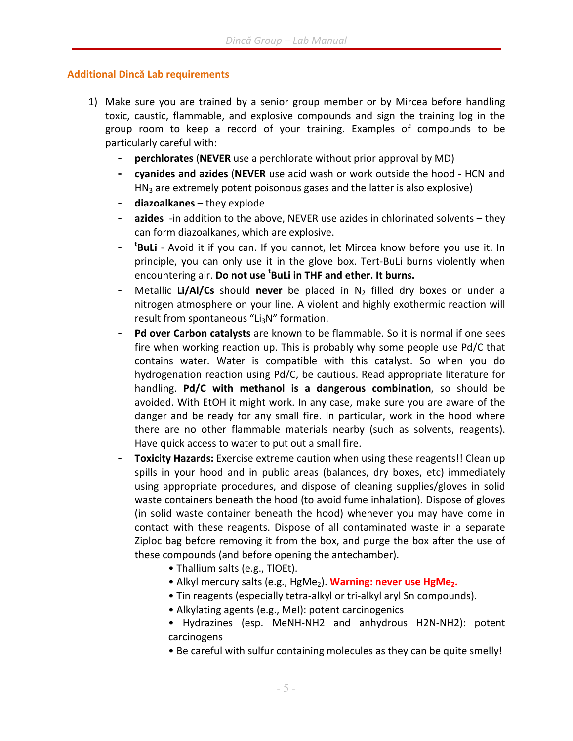### Additional Dincă Lab requirements

1) Make sure you are trained by a senior group member or by Mircea before handling toxic, caustic, flammable, and explosive compounds and sign the training log in the group room to keep a record of your training. Examples of compounds to be particularly careful with:
   - **perchlorates** (**NEVER** use a perchlorate without prior approval by MD)
   - **cyanides and azides** (**NEVER** use acid wash or work outside the hood - HCN and $HN_3$ are extremely potent poisonous gases and the latter is also explosive)
   - **diazoalkanes** – they explode
   - **azides** -in addition to the above, NEVER use azides in chlorinated solvents – they can form diazoalkanes, which are explosive.
   - **$^t$BuLi** - Avoid it if you can. If you cannot, let Mircea know before you use it. In principle, you can only use it in the glove box. Tert-BuLi burns violently when encountering air. **Do not use $^t$BuLi in THF and ether. It burns.**
   - Metallic **Li/Al/Cs** should **never** be placed in $N_2$ filled dry boxes or under a nitrogen atmosphere on your line. A violent and highly exothermic reaction will result from spontaneous "$Li_3N$" formation.
   - **Pd over Carbon catalysts** are known to be flammable. So it is normal if one sees fire when working reaction up. This is probably why some people use Pd/C that contains water. Water is compatible with this catalyst. So when you do hydrogenation reaction using Pd/C, be cautious. Read appropriate literature for handling. **Pd/C with methanol is a dangerous combination**, so should be avoided. With EtOH it might work. In any case, make sure you are aware of the danger and be ready for any small fire. In particular, work in the hood where there are no other flammable materials nearby (such as solvents, reagents). Have quick access to water to put out a small fire.
   - **Toxicity Hazards:** Exercise extreme caution when using these reagents!! Clean up spills in your hood and in public areas (balances, dry boxes, etc) immediately using appropriate procedures, and dispose of cleaning supplies/gloves in solid waste containers beneath the hood (to avoid fume inhalation). Dispose of gloves (in solid waste container beneath the hood) whenever you may have come in contact with these reagents. Dispose of all contaminated waste in a separate Ziploc bag before removing it from the box, and purge the box after the use of these compounds (and before opening the antechamber).
     - Thallium salts (e.g., TlOEt).
     - Alkyl mercury salts (e.g., $HgMe_2$). **Warning: never use $HgMe_2$.**
     - Tin reagents (especially tetra-alkyl or tri-alkyl aryl Sn compounds).
     - Alkylating agents (e.g., MeI): potent carcinogenics
     - Hydrazines (esp. MeNH-NH2 and anhydrous H2N-NH2): potent carcinogens
     - Be careful with sulfur containing molecules as they can be quite smelly!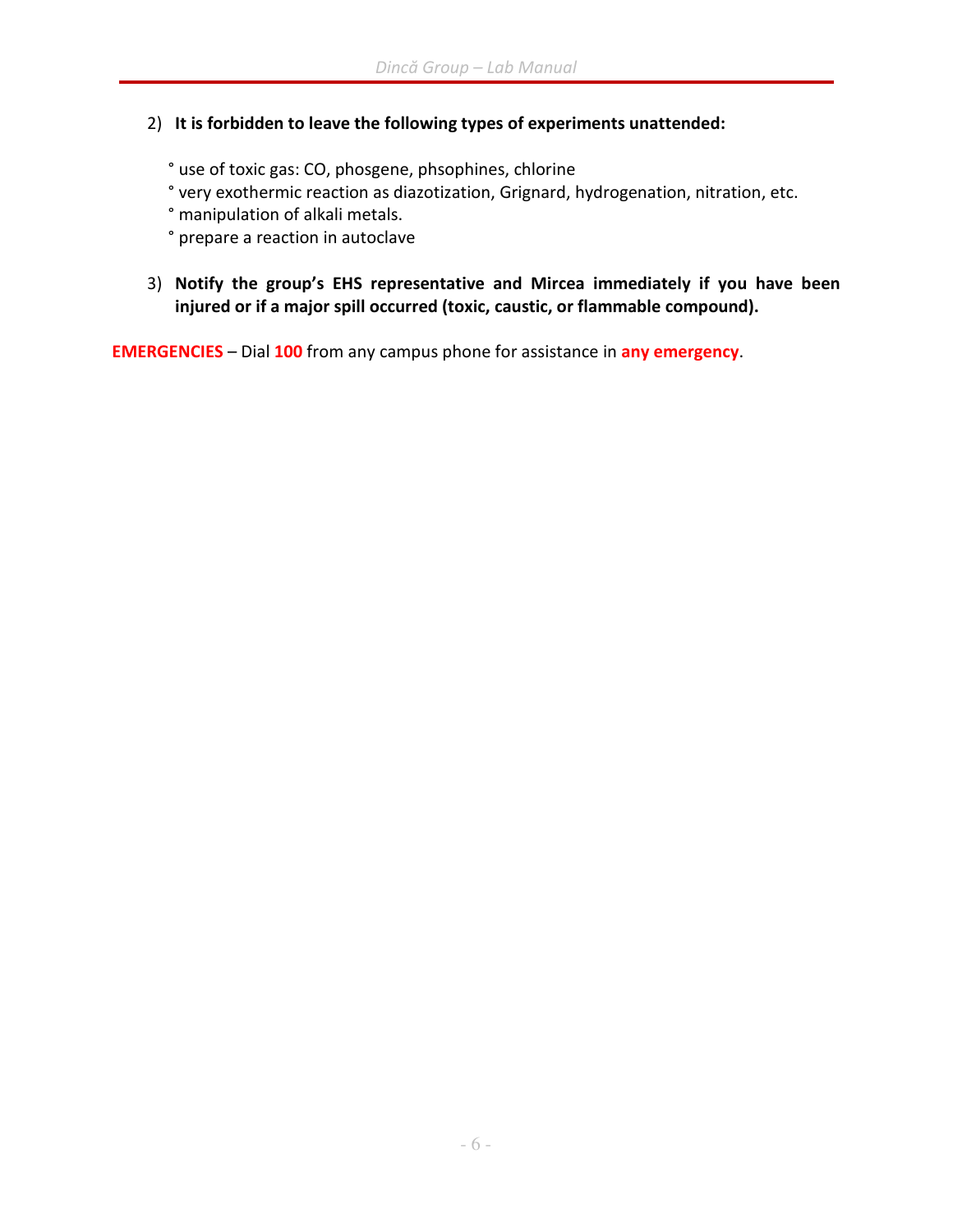2) **It is forbidden to leave the following types of experiments unattended:**

   ° use of toxic gas: CO, phosgene, phsophines, chlorine
   ° very exothermic reaction as diazotization, Grignard, hydrogenation, nitration, etc.
   ° manipulation of alkali metals.
   ° prepare a reaction in autoclave

3) **Notify the group's EHS representative and Mircea immediately if you have been injured or if a major spill occurred (toxic, caustic, or flammable compound).**

**EMERGENCIES** – Dial **100** from any campus phone for assistance in **any emergency**.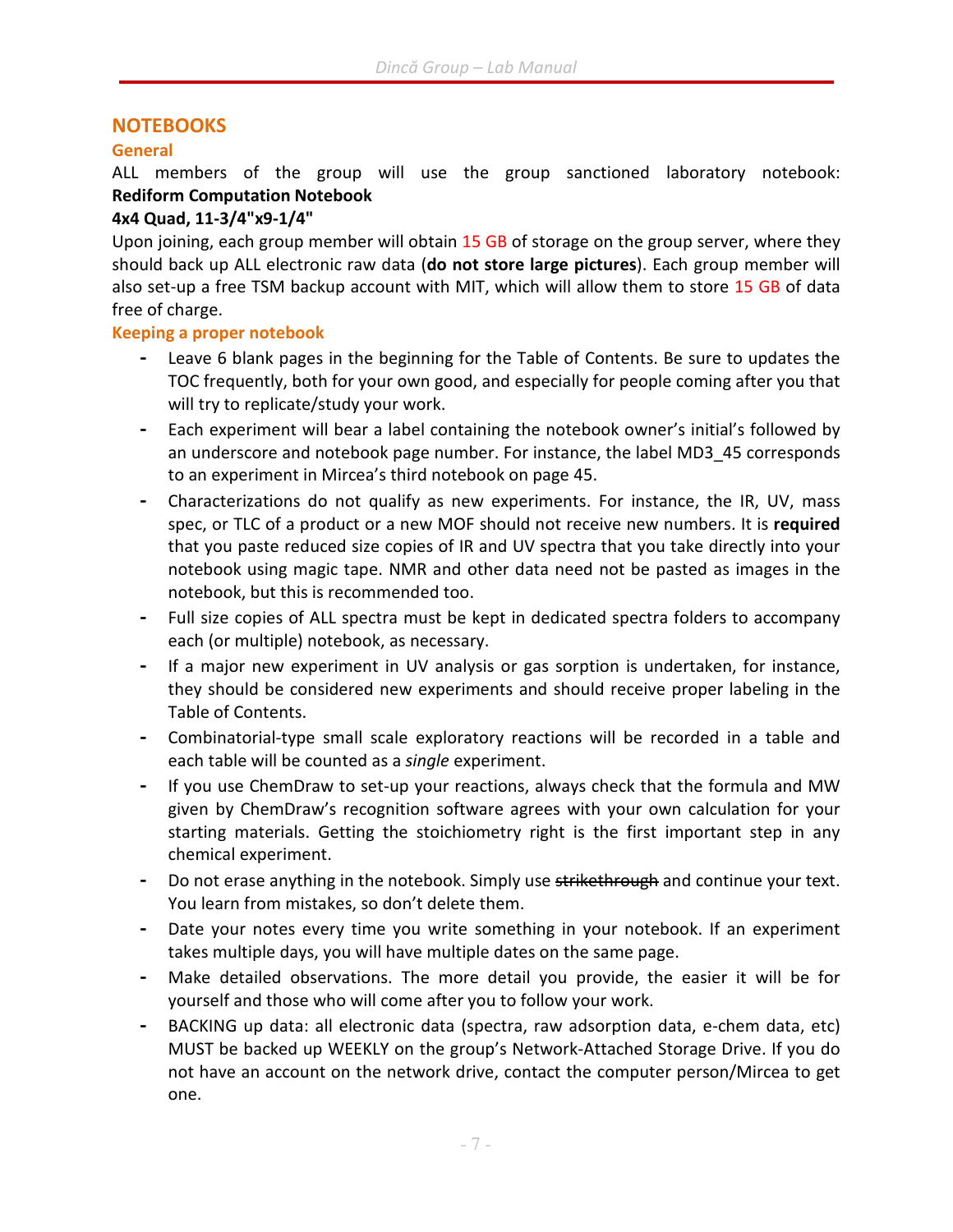## NOTEBOOKS

### General

ALL members of the group will use the group sanctioned laboratory notebook: **Rediform Computation Notebook**
**4x4 Quad, 11-3/4"x9-1/4"**

Upon joining, each group member will obtain 15 GB of storage on the group server, where they should back up ALL electronic raw data (**do not store large pictures**). Each group member will also set-up a free TSM backup account with MIT, which will allow them to store 15 GB of data free of charge.

### Keeping a proper notebook

- Leave 6 blank pages in the beginning for the Table of Contents. Be sure to updates the TOC frequently, both for your own good, and especially for people coming after you that will try to replicate/study your work.
- Each experiment will bear a label containing the notebook owner's initial's followed by an underscore and notebook page number. For instance, the label MD3_45 corresponds to an experiment in Mircea's third notebook on page 45.
- Characterizations do not qualify as new experiments. For instance, the IR, UV, mass spec, or TLC of a product or a new MOF should not receive new numbers. It is **required** that you paste reduced size copies of IR and UV spectra that you take directly into your notebook using magic tape. NMR and other data need not be pasted as images in the notebook, but this is recommended too.
- Full size copies of ALL spectra must be kept in dedicated spectra folders to accompany each (or multiple) notebook, as necessary.
- If a major new experiment in UV analysis or gas sorption is undertaken, for instance, they should be considered new experiments and should receive proper labeling in the Table of Contents.
- Combinatorial-type small scale exploratory reactions will be recorded in a table and each table will be counted as a *single* experiment.
- If you use ChemDraw to set-up your reactions, always check that the formula and MW given by ChemDraw's recognition software agrees with your own calculation for your starting materials. Getting the stoichiometry right is the first important step in any chemical experiment.
- Do not erase anything in the notebook. Simply use ~~strikethrough~~ and continue your text. You learn from mistakes, so don't delete them.
- Date your notes every time you write something in your notebook. If an experiment takes multiple days, you will have multiple dates on the same page.
- Make detailed observations. The more detail you provide, the easier it will be for yourself and those who will come after you to follow your work.
- BACKING up data: all electronic data (spectra, raw adsorption data, e-chem data, etc) MUST be backed up WEEKLY on the group's Network-Attached Storage Drive. If you do not have an account on the network drive, contact the computer person/Mircea to get one.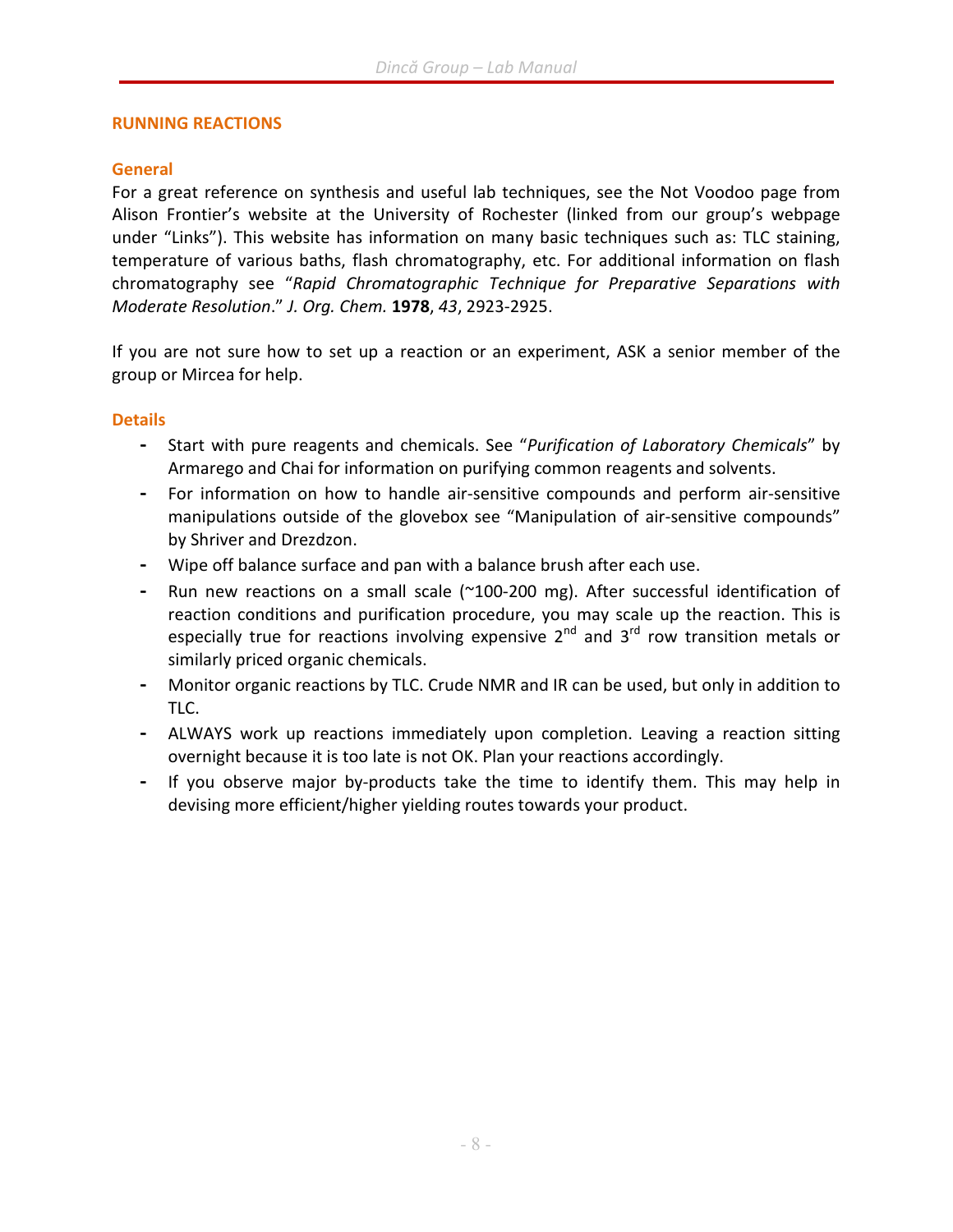## RUNNING REACTIONS

### General

For a great reference on synthesis and useful lab techniques, see the Not Voodoo page from Alison Frontier's website at the University of Rochester (linked from our group's webpage under "Links"). This website has information on many basic techniques such as: TLC staining, temperature of various baths, flash chromatography, etc. For additional information on flash chromatography see "*Rapid Chromatographic Technique for Preparative Separations with Moderate Resolution*." *J. Org. Chem.* **1978**, *43*, 2923-2925.

If you are not sure how to set up a reaction or an experiment, ASK a senior member of the group or Mircea for help.

### Details

- Start with pure reagents and chemicals. See "*Purification of Laboratory Chemicals*" by Armarego and Chai for information on purifying common reagents and solvents.
- For information on how to handle air-sensitive compounds and perform air-sensitive manipulations outside of the glovebox see "Manipulation of air-sensitive compounds" by Shriver and Drezdzon.
- Wipe off balance surface and pan with a balance brush after each use.
- Run new reactions on a small scale (~100-200 mg). After successful identification of reaction conditions and purification procedure, you may scale up the reaction. This is especially true for reactions involving expensive 2$^{nd}$ and 3$^{rd}$ row transition metals or similarly priced organic chemicals.
- Monitor organic reactions by TLC. Crude NMR and IR can be used, but only in addition to TLC.
- ALWAYS work up reactions immediately upon completion. Leaving a reaction sitting overnight because it is too late is not OK. Plan your reactions accordingly.
- If you observe major by-products take the time to identify them. This may help in devising more efficient/higher yielding routes towards your product.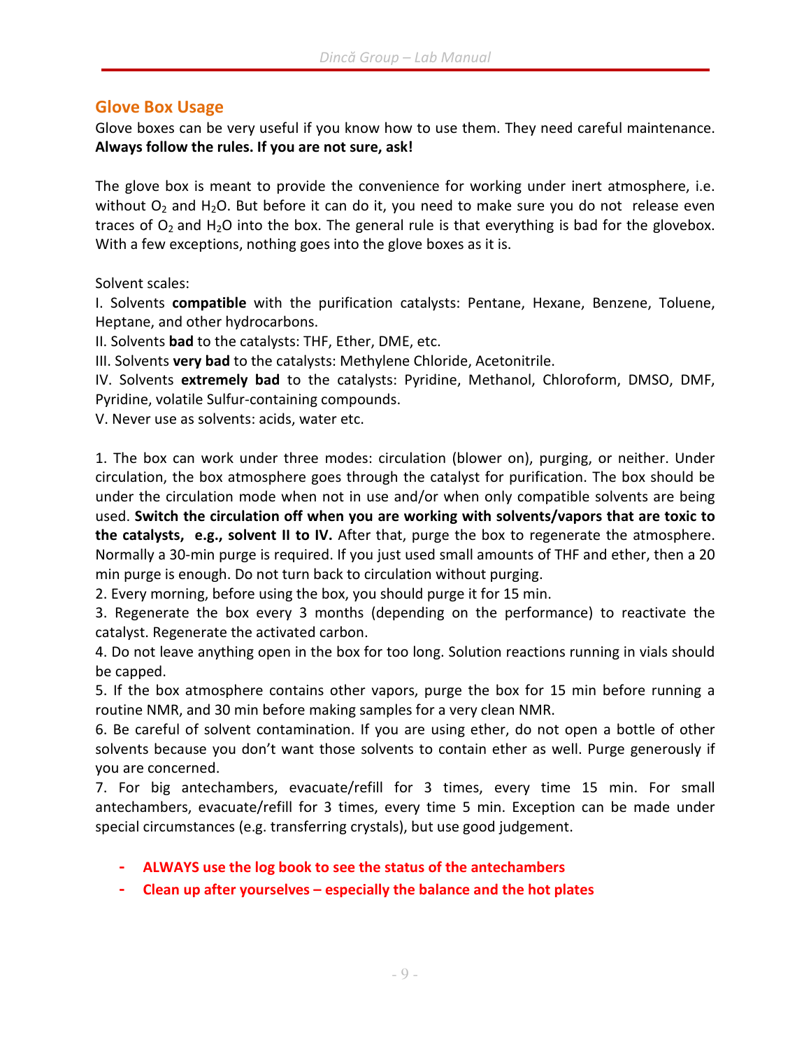## Glove Box Usage

Glove boxes can be very useful if you know how to use them. They need careful maintenance. **Always follow the rules. If you are not sure, ask!**

The glove box is meant to provide the convenience for working under inert atmosphere, i.e. without $O_2$ and $H_2O$. But before it can do it, you need to make sure you do not release even traces of $O_2$ and $H_2O$ into the box. The general rule is that everything is bad for the glovebox. With a few exceptions, nothing goes into the glove boxes as it is.

Solvent scales:

I. Solvents **compatible** with the purification catalysts: Pentane, Hexane, Benzene, Toluene, Heptane, and other hydrocarbons.

II. Solvents **bad** to the catalysts: THF, Ether, DME, etc.

III. Solvents **very bad** to the catalysts: Methylene Chloride, Acetonitrile.

IV. Solvents **extremely bad** to the catalysts: Pyridine, Methanol, Chloroform, DMSO, DMF, Pyridine, volatile Sulfur-containing compounds.

V. Never use as solvents: acids, water etc.

1. The box can work under three modes: circulation (blower on), purging, or neither. Under circulation, the box atmosphere goes through the catalyst for purification. The box should be under the circulation mode when not in use and/or when only compatible solvents are being used. **Switch the circulation off when you are working with solvents/vapors that are toxic to the catalysts, e.g., solvent II to IV.** After that, purge the box to regenerate the atmosphere. Normally a 30-min purge is required. If you just used small amounts of THF and ether, then a 20 min purge is enough. Do not turn back to circulation without purging.
2. Every morning, before using the box, you should purge it for 15 min.
3. Regenerate the box every 3 months (depending on the performance) to reactivate the catalyst. Regenerate the activated carbon.
4. Do not leave anything open in the box for too long. Solution reactions running in vials should be capped.
5. If the box atmosphere contains other vapors, purge the box for 15 min before running a routine NMR, and 30 min before making samples for a very clean NMR.
6. Be careful of solvent contamination. If you are using ether, do not open a bottle of other solvents because you don't want those solvents to contain ether as well. Purge generously if you are concerned.
7. For big antechambers, evacuate/refill for 3 times, every time 15 min. For small antechambers, evacuate/refill for 3 times, every time 5 min. Exception can be made under special circumstances (e.g. transferring crystals), but use good judgement.

- **ALWAYS use the log book to see the status of the antechambers**
- **Clean up after yourselves – especially the balance and the hot plates**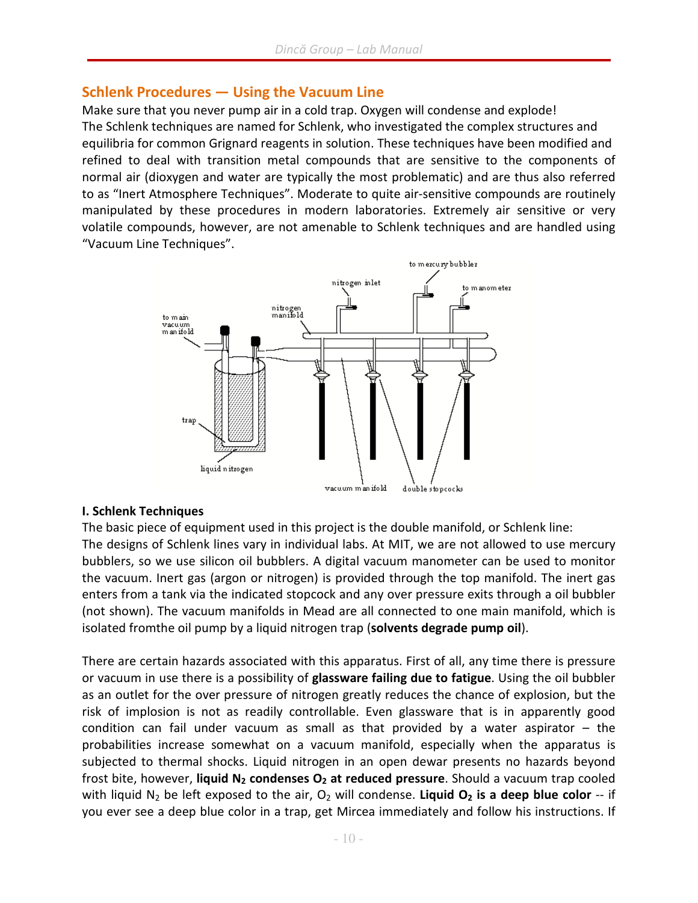## Schlenk Procedures — Using the Vacuum Line

Make sure that you never pump air in a cold trap. Oxygen will condense and explode!
The Schlenk techniques are named for Schlenk, who investigated the complex structures and equilibria for common Grignard reagents in solution. These techniques have been modified and refined to deal with transition metal compounds that are sensitive to the components of normal air (dioxygen and water are typically the most problematic) and are thus also referred to as "Inert Atmosphere Techniques". Moderate to quite air-sensitive compounds are routinely manipulated by these procedures in modern laboratories. Extremely air sensitive or very volatile compounds, however, are not amenable to Schlenk techniques and are handled using "Vacuum Line Techniques".

### I. Schlenk Techniques

The basic piece of equipment used in this project is the double manifold, or Schlenk line:
The designs of Schlenk lines vary in individual labs. At MIT, we are not allowed to use mercury bubblers, so we use silicon oil bubblers. A digital vacuum manometer can be used to monitor the vacuum. Inert gas (argon or nitrogen) is provided through the top manifold. The inert gas enters from a tank via the indicated stopcock and any over pressure exits through a oil bubbler (not shown). The vacuum manifolds in Mead are all connected to one main manifold, which is isolated fromthe oil pump by a liquid nitrogen trap (**solvents degrade pump oil**).

There are certain hazards associated with this apparatus. First of all, any time there is pressure or vacuum in use there is a possibility of **glassware failing due to fatigue**. Using the oil bubbler as an outlet for the over pressure of nitrogen greatly reduces the chance of explosion, but the risk of implosion is not as readily controllable. Even glassware that is in apparently good condition can fail under vacuum as small as that provided by a water aspirator – the probabilities increase somewhat on a vacuum manifold, especially when the apparatus is subjected to thermal shocks. Liquid nitrogen in an open dewar presents no hazards beyond frost bite, however, **liquid $N_2$ condenses $O_2$ at reduced pressure**. Should a vacuum trap cooled with liquid $N_2$ be left exposed to the air, $O_2$ will condense. **Liquid $O_2$ is a deep blue color** -- if you ever see a deep blue color in a trap, get Mircea immediately and follow his instructions. If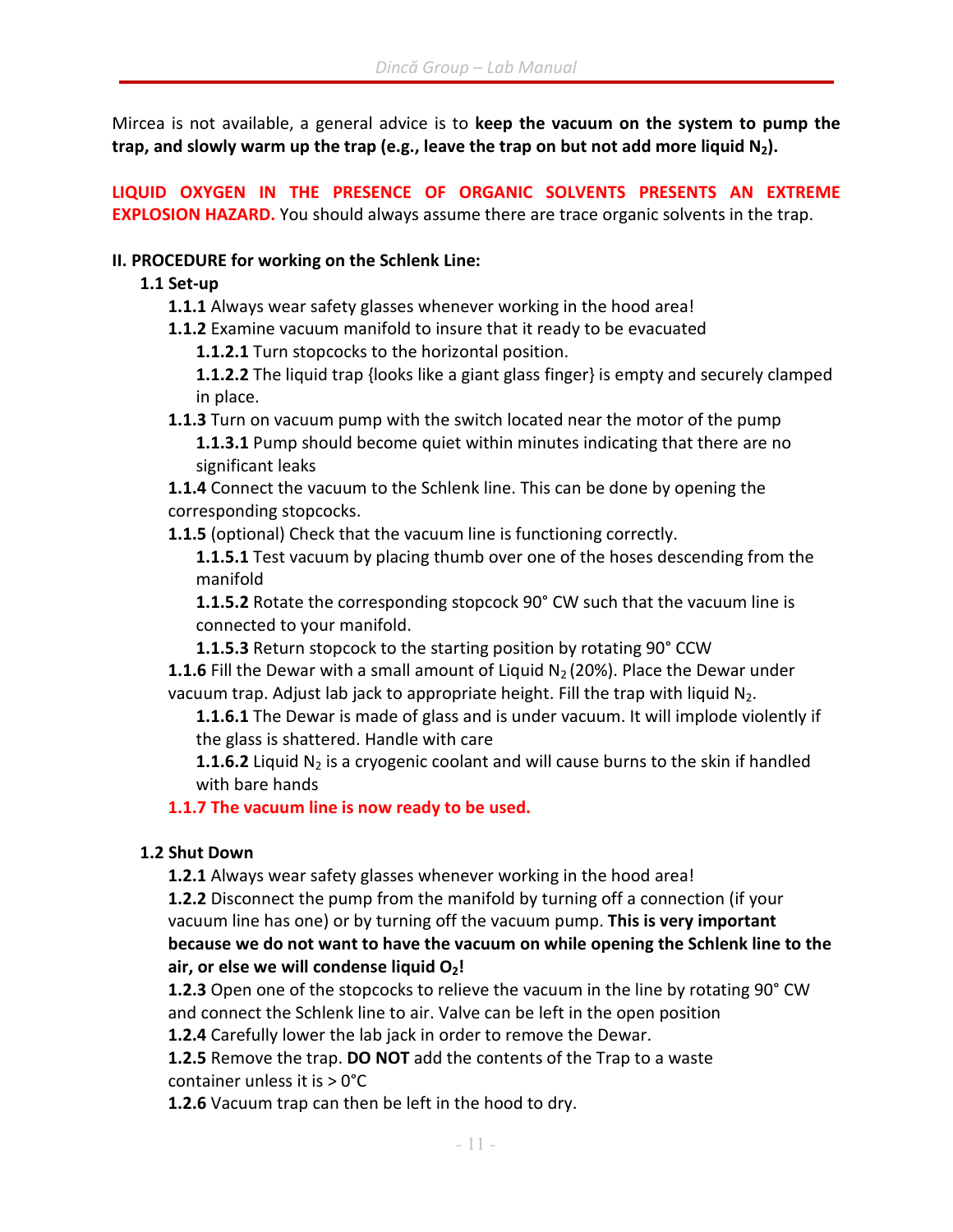Mircea is not available, a general advice is to **keep the vacuum on the system to pump the trap, and slowly warm up the trap (e.g., leave the trap on but not add more liquid $N_2$).**

**LIQUID OXYGEN IN THE PRESENCE OF ORGANIC SOLVENTS PRESENTS AN EXTREME EXPLOSION HAZARD.** You should always assume there are trace organic solvents in the trap.

**II. PROCEDURE for working on the Schlenk Line:**

**1.1 Set-up**

**1.1.1** Always wear safety glasses whenever working in the hood area!

**1.1.2** Examine vacuum manifold to insure that it ready to be evacuated

**1.1.2.1** Turn stopcocks to the horizontal position.

**1.1.2.2** The liquid trap {looks like a giant glass finger} is empty and securely clamped in place.

**1.1.3** Turn on vacuum pump with the switch located near the motor of the pump

**1.1.3.1** Pump should become quiet within minutes indicating that there are no significant leaks

**1.1.4** Connect the vacuum to the Schlenk line. This can be done by opening the corresponding stopcocks.

**1.1.5** (optional) Check that the vacuum line is functioning correctly.

**1.1.5.1** Test vacuum by placing thumb over one of the hoses descending from the manifold

**1.1.5.2** Rotate the corresponding stopcock 90° CW such that the vacuum line is connected to your manifold.

**1.1.5.3** Return stopcock to the starting position by rotating 90° CCW

**1.1.6** Fill the Dewar with a small amount of Liquid $N_2$ (20%). Place the Dewar under vacuum trap. Adjust lab jack to appropriate height. Fill the trap with liquid $N_2$.

**1.1.6.1** The Dewar is made of glass and is under vacuum. It will implode violently if the glass is shattered. Handle with care

**1.1.6.2** Liquid $N_2$ is a cryogenic coolant and will cause burns to the skin if handled with bare hands

**1.1.7 The vacuum line is now ready to be used.**

**1.2 Shut Down**

**1.2.1** Always wear safety glasses whenever working in the hood area!

**1.2.2** Disconnect the pump from the manifold by turning off a connection (if your vacuum line has one) or by turning off the vacuum pump. **This is very important because we do not want to have the vacuum on while opening the Schlenk line to the air, or else we will condense liquid $O_2$!**

**1.2.3** Open one of the stopcocks to relieve the vacuum in the line by rotating 90° CW and connect the Schlenk line to air. Valve can be left in the open position

**1.2.4** Carefully lower the lab jack in order to remove the Dewar.

**1.2.5** Remove the trap. **DO NOT** add the contents of the Trap to a waste container unless it is > 0°C

**1.2.6** Vacuum trap can then be left in the hood to dry.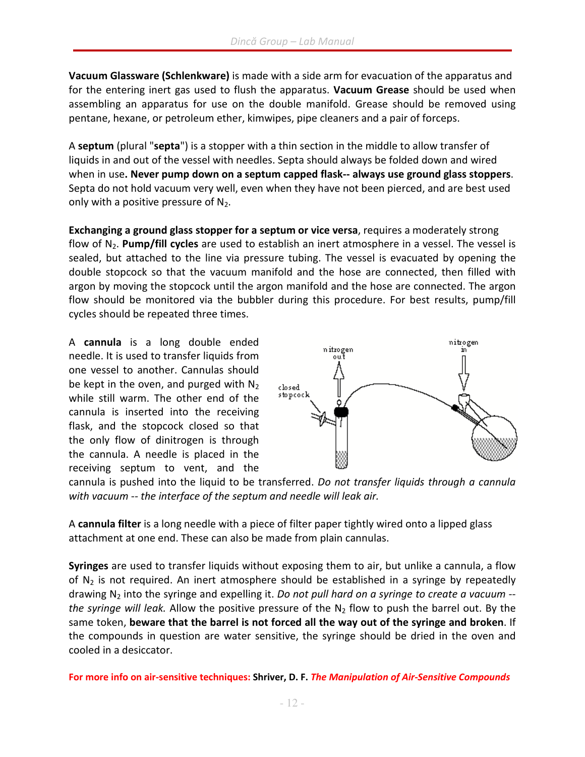**Vacuum Glassware (Schlenkware)** is made with a side arm for evacuation of the apparatus and for the entering inert gas used to flush the apparatus. **Vacuum Grease** should be used when assembling an apparatus for use on the double manifold. Grease should be removed using pentane, hexane, or petroleum ether, kimwipes, pipe cleaners and a pair of forceps.

A **septum** (plural "**septa**") is a stopper with a thin section in the middle to allow transfer of liquids in and out of the vessel with needles. Septa should always be folded down and wired when in use**. Never pump down on a septum capped flask-- always use ground glass stoppers**. Septa do not hold vacuum very well, even when they have not been pierced, and are best used only with a positive pressure of $N_2$.

**Exchanging a ground glass stopper for a septum or vice versa**, requires a moderately strong flow of $N_2$. **Pump/fill cycles** are used to establish an inert atmosphere in a vessel. The vessel is sealed, but attached to the line via pressure tubing. The vessel is evacuated by opening the double stopcock so that the vacuum manifold and the hose are connected, then filled with argon by moving the stopcock until the argon manifold and the hose are connected. The argon flow should be monitored via the bubbler during this procedure. For best results, pump/fill cycles should be repeated three times.

A **cannula** is a long double ended needle. It is used to transfer liquids from one vessel to another. Cannulas should be kept in the oven, and purged with $N_2$ while still warm. The other end of the cannula is inserted into the receiving flask, and the stopcock closed so that the only flow of dinitrogen is through the cannula. A needle is placed in the receiving septum to vent, and the cannula is pushed into the liquid to be transferred. *Do not transfer liquids through a cannula with vacuum -- the interface of the septum and needle will leak air.*

A **cannula filter** is a long needle with a piece of filter paper tightly wired onto a lipped glass attachment at one end. These can also be made from plain cannulas.

**Syringes** are used to transfer liquids without exposing them to air, but unlike a cannula, a flow of $N_2$ is not required. An inert atmosphere should be established in a syringe by repeatedly drawing $N_2$ into the syringe and expelling it. *Do not pull hard on a syringe to create a vacuum -- the syringe will leak.* Allow the positive pressure of the $N_2$ flow to push the barrel out. By the same token, **beware that the barrel is not forced all the way out of the syringe and broken**. If the compounds in question are water sensitive, the syringe should be dried in the oven and cooled in a desiccator.

**For more info on air-sensitive techniques: Shriver, D. F. *The Manipulation of Air-Sensitive Compounds***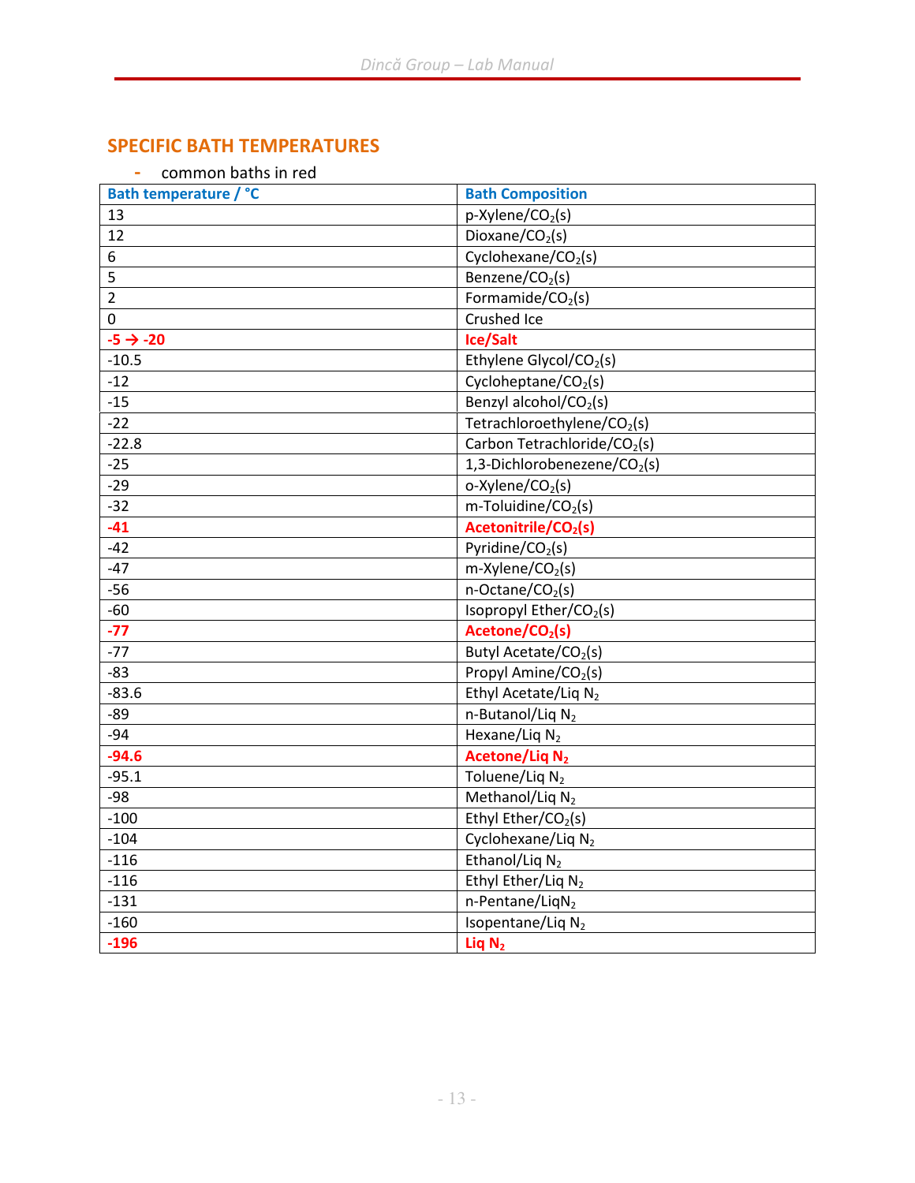## SPECIFIC BATH TEMPERATURES

- common baths in red

| Bath temperature / °C | Bath Composition |
|---|---|
| 13 | p-Xylene/$CO_2$(s) |
| 12 | Dioxane/$CO_2$(s) |
| 6 | Cyclohexane/$CO_2$(s) |
| 5 | Benzene/$CO_2$(s) |
| 2 | Formamide/$CO_2$(s) |
| 0 | Crushed Ice |
| **-5 → -20** | **Ice/Salt** |
| -10.5 | Ethylene Glycol/$CO_2$(s) |
| -12 | Cycloheptane/$CO_2$(s) |
| -15 | Benzyl alcohol/$CO_2$(s) |
| -22 | Tetrachloroethylene/$CO_2$(s) |
| -22.8 | Carbon Tetrachloride/$CO_2$(s) |
| -25 | 1,3-Dichlorobenezene/$CO_2$(s) |
| -29 | o-Xylene/$CO_2$(s) |
| -32 | m-Toluidine/$CO_2$(s) |
| **-41** | **Acetonitrile/$CO_2$(s)** |
| -42 | Pyridine/$CO_2$(s) |
| -47 | m-Xylene/$CO_2$(s) |
| -56 | n-Octane/$CO_2$(s) |
| -60 | Isopropyl Ether/$CO_2$(s) |
| **-77** | **Acetone/$CO_2$(s)** |
| -77 | Butyl Acetate/$CO_2$(s) |
| -83 | Propyl Amine/$CO_2$(s) |
| -83.6 | Ethyl Acetate/Liq $N_2$ |
| -89 | n-Butanol/Liq $N_2$ |
| -94 | Hexane/Liq $N_2$ |
| **-94.6** | **Acetone/Liq $N_2$** |
| -95.1 | Toluene/Liq $N_2$ |
| -98 | Methanol/Liq $N_2$ |
| -100 | Ethyl Ether/$CO_2$(s) |
| -104 | Cyclohexane/Liq $N_2$ |
| -116 | Ethanol/Liq $N_2$ |
| -116 | Ethyl Ether/Liq $N_2$ |
| -131 | n-Pentane/Liq$N_2$ |
| -160 | Isopentane/Liq $N_2$ |
| **-196** | **Liq $N_2$** |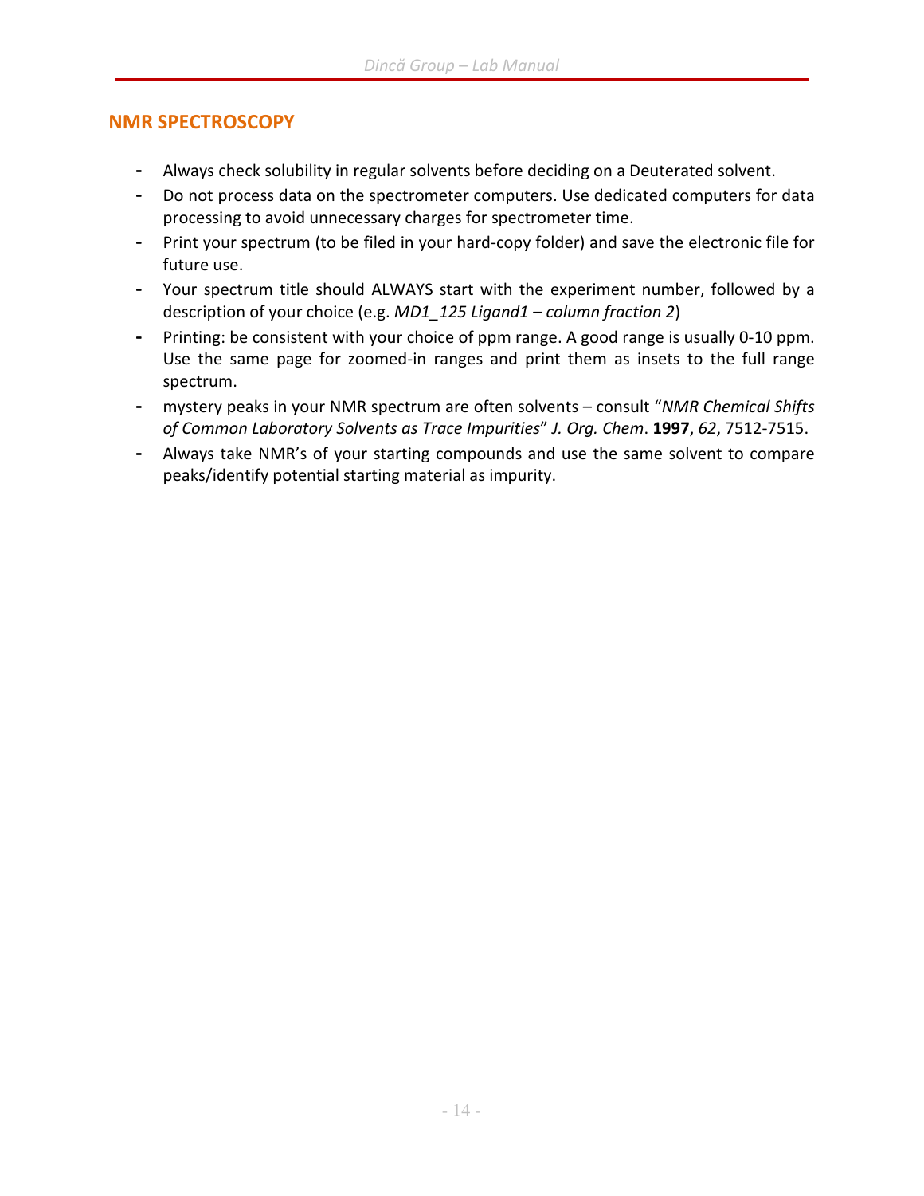## NMR SPECTROSCOPY

- Always check solubility in regular solvents before deciding on a Deuterated solvent.
- Do not process data on the spectrometer computers. Use dedicated computers for data processing to avoid unnecessary charges for spectrometer time.
- Print your spectrum (to be filed in your hard-copy folder) and save the electronic file for future use.
- Your spectrum title should ALWAYS start with the experiment number, followed by a description of your choice (e.g. *MD1_125 Ligand1 – column fraction 2*)
- Printing: be consistent with your choice of ppm range. A good range is usually 0-10 ppm. Use the same page for zoomed-in ranges and print them as insets to the full range spectrum.
- mystery peaks in your NMR spectrum are often solvents – consult "*NMR Chemical Shifts of Common Laboratory Solvents as Trace Impurities*" *J. Org. Chem*. **1997**, *62*, 7512-7515.
- Always take NMR's of your starting compounds and use the same solvent to compare peaks/identify potential starting material as impurity.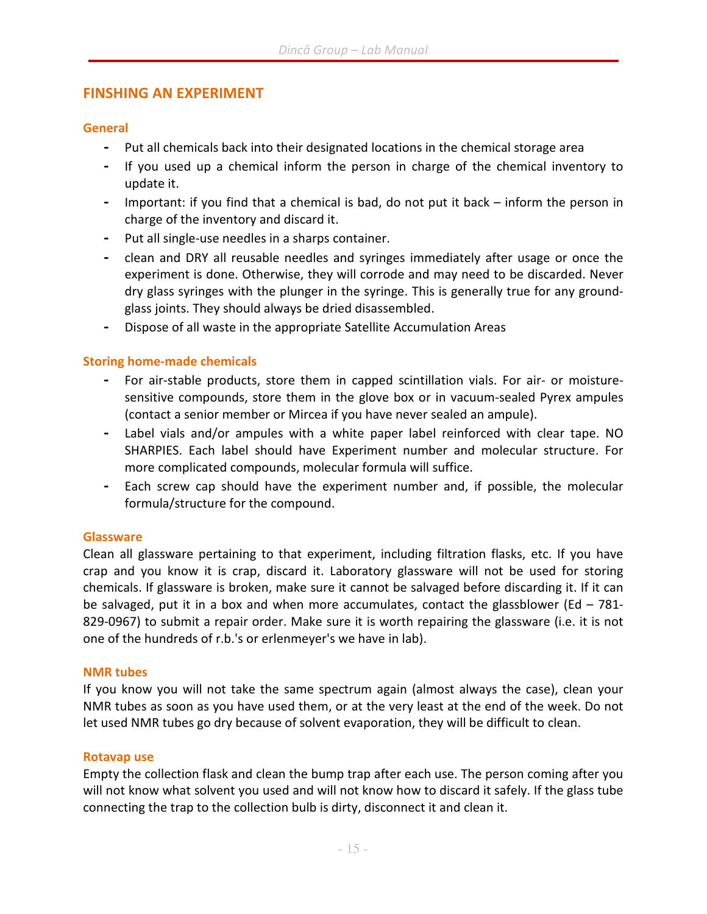## FINSHING AN EXPERIMENT

### General

- Put all chemicals back into their designated locations in the chemical storage area
- If you used up a chemical inform the person in charge of the chemical inventory to update it.
- Important: if you find that a chemical is bad, do not put it back – inform the person in charge of the inventory and discard it.
- Put all single-use needles in a sharps container.
- clean and DRY all reusable needles and syringes immediately after usage or once the experiment is done. Otherwise, they will corrode and may need to be discarded. Never dry glass syringes with the plunger in the syringe. This is generally true for any ground-glass joints. They should always be dried disassembled.
- Dispose of all waste in the appropriate Satellite Accumulation Areas

### Storing home-made chemicals

- For air-stable products, store them in capped scintillation vials. For air- or moisture-sensitive compounds, store them in the glove box or in vacuum-sealed Pyrex ampules (contact a senior member or Mircea if you have never sealed an ampule).
- Label vials and/or ampules with a white paper label reinforced with clear tape. NO SHARPIES. Each label should have Experiment number and molecular structure. For more complicated compounds, molecular formula will suffice.
- Each screw cap should have the experiment number and, if possible, the molecular formula/structure for the compound.

### Glassware

Clean all glassware pertaining to that experiment, including filtration flasks, etc. If you have crap and you know it is crap, discard it. Laboratory glassware will not be used for storing chemicals. If glassware is broken, make sure it cannot be salvaged before discarding it. If it can be salvaged, put it in a box and when more accumulates, contact the glassblower (Ed – 781-829-0967) to submit a repair order. Make sure it is worth repairing the glassware (i.e. it is not one of the hundreds of r.b.'s or erlenmeyer's we have in lab).

### NMR tubes

If you know you will not take the same spectrum again (almost always the case), clean your NMR tubes as soon as you have used them, or at the very least at the end of the week. Do not let used NMR tubes go dry because of solvent evaporation, they will be difficult to clean.

### Rotavap use

Empty the collection flask and clean the bump trap after each use. The person coming after you will not know what solvent you used and will not know how to discard it safely. If the glass tube connecting the trap to the collection bulb is dirty, disconnect it and clean it.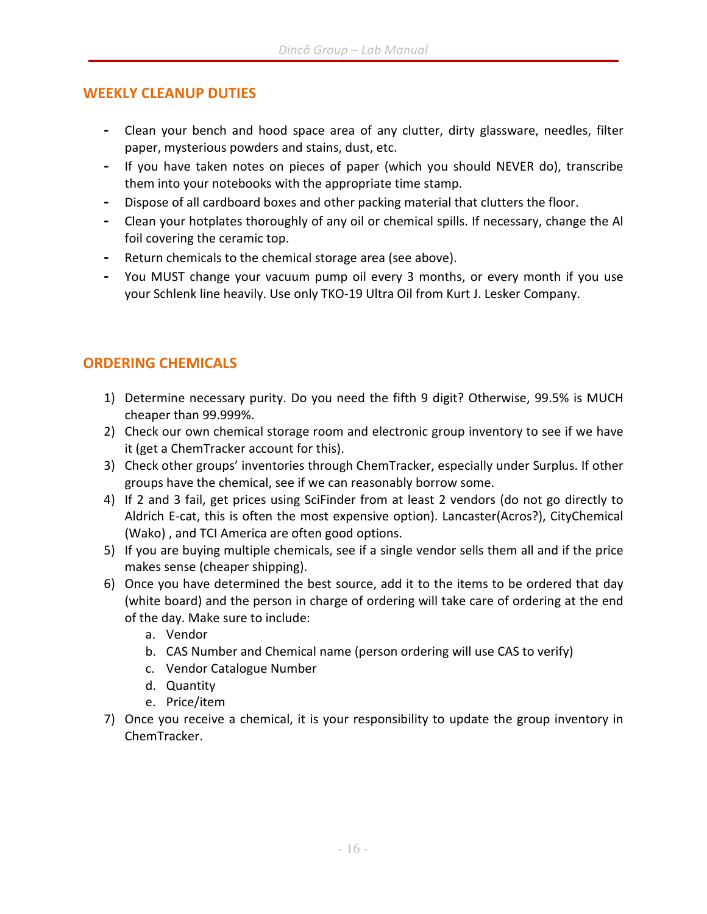## WEEKLY CLEANUP DUTIES

- Clean your bench and hood space area of any clutter, dirty glassware, needles, filter paper, mysterious powders and stains, dust, etc.
- If you have taken notes on pieces of paper (which you should NEVER do), transcribe them into your notebooks with the appropriate time stamp.
- Dispose of all cardboard boxes and other packing material that clutters the floor.
- Clean your hotplates thoroughly of any oil or chemical spills. If necessary, change the Al foil covering the ceramic top.
- Return chemicals to the chemical storage area (see above).
- You MUST change your vacuum pump oil every 3 months, or every month if you use your Schlenk line heavily. Use only TKO-19 Ultra Oil from Kurt J. Lesker Company.

## ORDERING CHEMICALS

1) Determine necessary purity. Do you need the fifth 9 digit? Otherwise, 99.5% is MUCH cheaper than 99.999%.
2) Check our own chemical storage room and electronic group inventory to see if we have it (get a ChemTracker account for this).
3) Check other groups' inventories through ChemTracker, especially under Surplus. If other groups have the chemical, see if we can reasonably borrow some.
4) If 2 and 3 fail, get prices using SciFinder from at least 2 vendors (do not go directly to Aldrich E-cat, this is often the most expensive option). Lancaster(Acros?), CityChemical (Wako) , and TCI America are often good options.
5) If you are buying multiple chemicals, see if a single vendor sells them all and if the price makes sense (cheaper shipping).
6) Once you have determined the best source, add it to the items to be ordered that day (white board) and the person in charge of ordering will take care of ordering at the end of the day. Make sure to include:
   a. Vendor
   b. CAS Number and Chemical name (person ordering will use CAS to verify)
   c. Vendor Catalogue Number
   d. Quantity
   e. Price/item
7) Once you receive a chemical, it is your responsibility to update the group inventory in ChemTracker.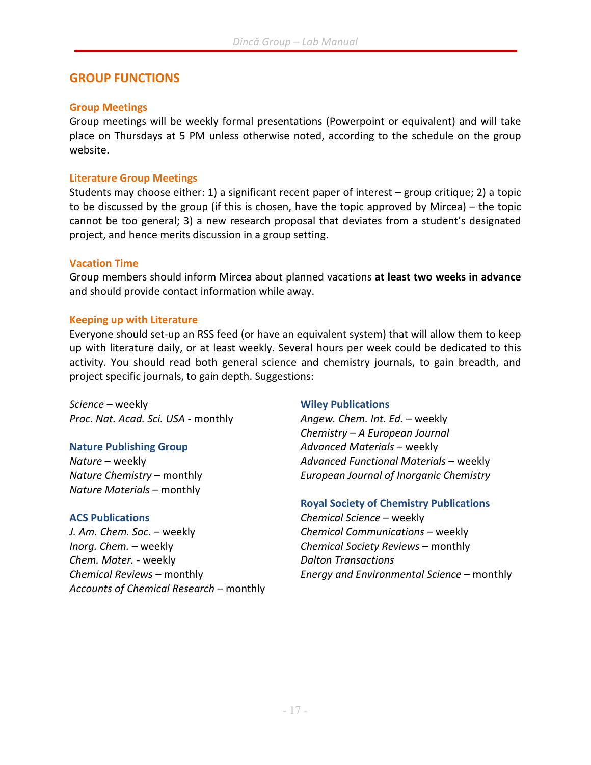## GROUP FUNCTIONS

### Group Meetings

Group meetings will be weekly formal presentations (Powerpoint or equivalent) and will take place on Thursdays at 5 PM unless otherwise noted, according to the schedule on the group website.

### Literature Group Meetings

Students may choose either: 1) a significant recent paper of interest – group critique; 2) a topic to be discussed by the group (if this is chosen, have the topic approved by Mircea) – the topic cannot be too general; 3) a new research proposal that deviates from a student's designated project, and hence merits discussion in a group setting.

### Vacation Time

Group members should inform Mircea about planned vacations **at least two weeks in advance** and should provide contact information while away.

### Keeping up with Literature

Everyone should set-up an RSS feed (or have an equivalent system) that will allow them to keep up with literature daily, or at least weekly. Several hours per week could be dedicated to this activity. You should read both general science and chemistry journals, to gain breadth, and project specific journals, to gain depth. Suggestions:

*Science* – weekly
*Proc. Nat. Acad. Sci. USA* - monthly

**Nature Publishing Group**
*Nature* – weekly
*Nature Chemistry* – monthly
*Nature Materials* – monthly

**ACS Publications**
*J. Am. Chem. Soc.* – weekly
*Inorg. Chem.* – weekly
*Chem. Mater.* - weekly
*Chemical Reviews* – monthly
*Accounts of Chemical Research* – monthly

**Wiley Publications**
*Angew. Chem. Int. Ed.* – weekly
*Chemistry – A European Journal*
*Advanced Materials* – weekly
*Advanced Functional Materials* – weekly
*European Journal of Inorganic Chemistry*

**Royal Society of Chemistry Publications**
*Chemical Science* – weekly
*Chemical Communications* – weekly
*Chemical Society Reviews* – monthly
*Dalton Transactions*
*Energy and Environmental Science* – monthly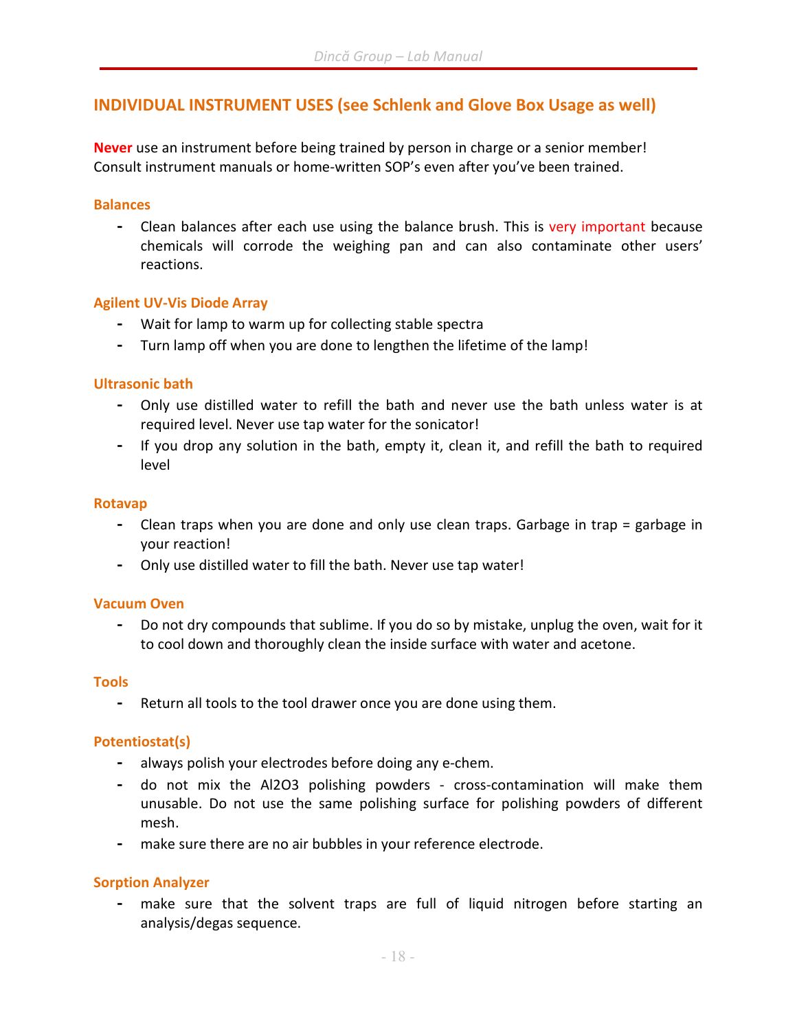## INDIVIDUAL INSTRUMENT USES (see Schlenk and Glove Box Usage as well)

**Never** use an instrument before being trained by person in charge or a senior member! Consult instrument manuals or home-written SOP's even after you've been trained.

### Balances

- Clean balances after each use using the balance brush. This is very important because chemicals will corrode the weighing pan and can also contaminate other users' reactions.

### Agilent UV-Vis Diode Array

- Wait for lamp to warm up for collecting stable spectra
- Turn lamp off when you are done to lengthen the lifetime of the lamp!

### Ultrasonic bath

- Only use distilled water to refill the bath and never use the bath unless water is at required level. Never use tap water for the sonicator!
- If you drop any solution in the bath, empty it, clean it, and refill the bath to required level

### Rotavap

- Clean traps when you are done and only use clean traps. Garbage in trap = garbage in your reaction!
- Only use distilled water to fill the bath. Never use tap water!

### Vacuum Oven

- Do not dry compounds that sublime. If you do so by mistake, unplug the oven, wait for it to cool down and thoroughly clean the inside surface with water and acetone.

### Tools

- Return all tools to the tool drawer once you are done using them.

### Potentiostat(s)

- always polish your electrodes before doing any e-chem.
- do not mix the $Al_2O_3$ polishing powders - cross-contamination will make them unusable. Do not use the same polishing surface for polishing powders of different mesh.
- make sure there are no air bubbles in your reference electrode.

### Sorption Analyzer

- make sure that the solvent traps are full of liquid nitrogen before starting an analysis/degas sequence.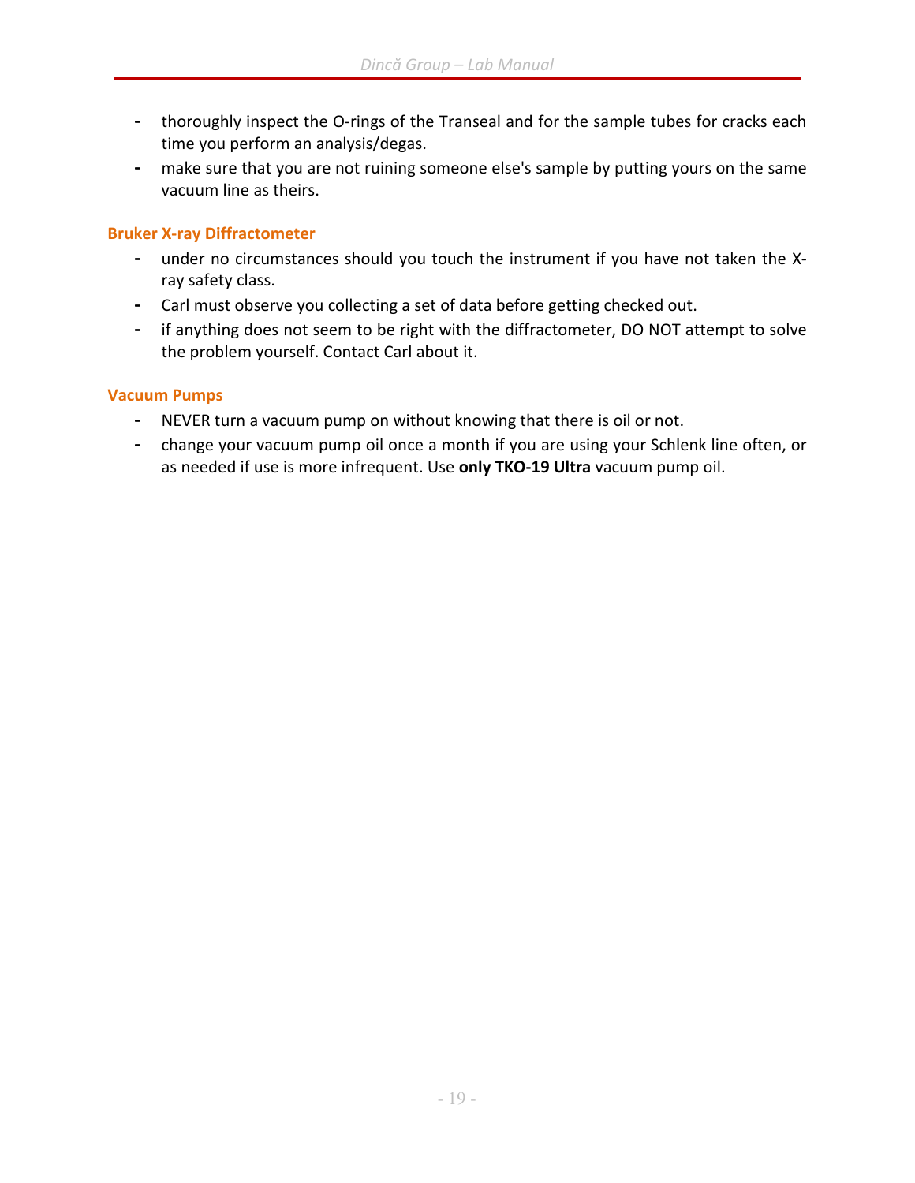- thoroughly inspect the O-rings of the Transeal and for the sample tubes for cracks each time you perform an analysis/degas.
- make sure that you are not ruining someone else's sample by putting yours on the same vacuum line as theirs.

### Bruker X-ray Diffractometer

- under no circumstances should you touch the instrument if you have not taken the X-ray safety class.
- Carl must observe you collecting a set of data before getting checked out.
- if anything does not seem to be right with the diffractometer, DO NOT attempt to solve the problem yourself. Contact Carl about it.

### Vacuum Pumps

- NEVER turn a vacuum pump on without knowing that there is oil or not.
- change your vacuum pump oil once a month if you are using your Schlenk line often, or as needed if use is more infrequent. Use **only TKO-19 Ultra** vacuum pump oil.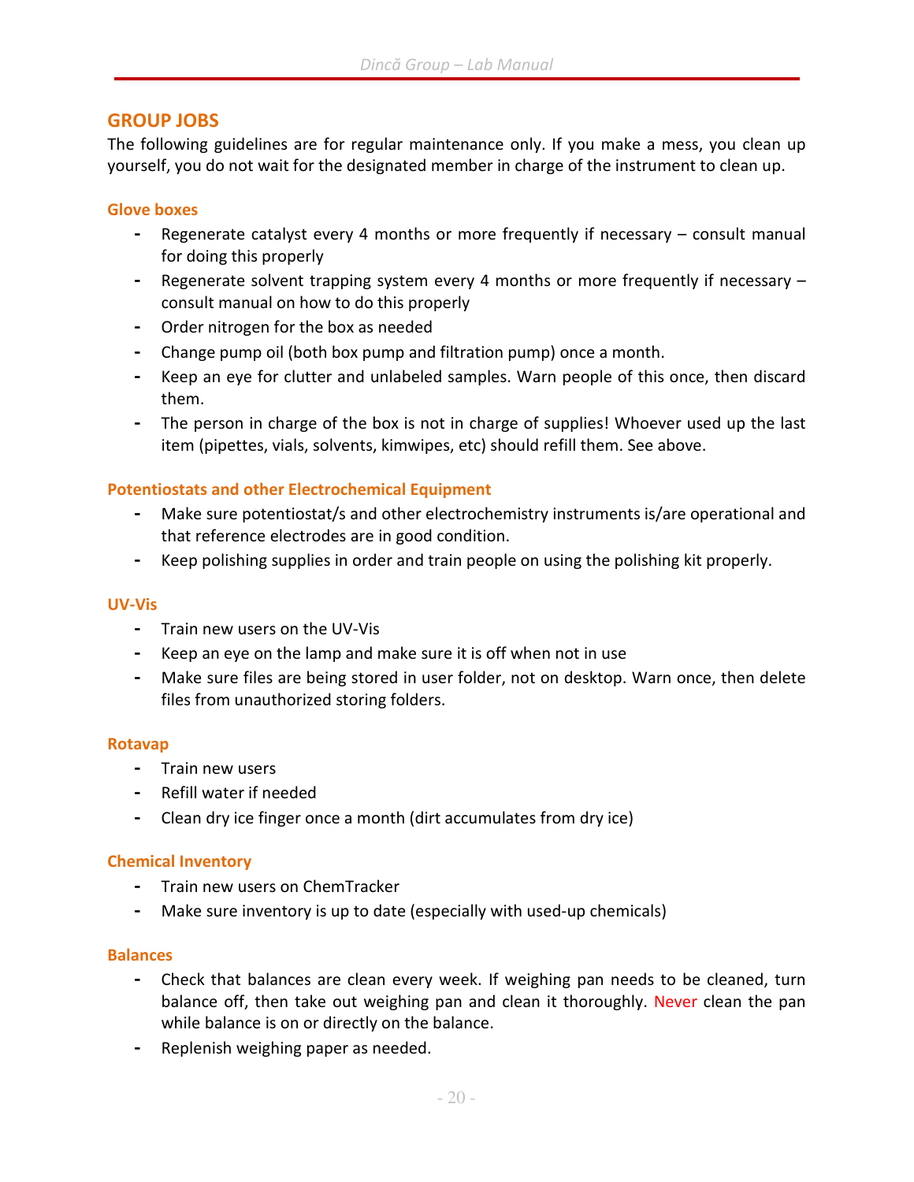## GROUP JOBS

The following guidelines are for regular maintenance only. If you make a mess, you clean up yourself, you do not wait for the designated member in charge of the instrument to clean up.

### Glove boxes

- Regenerate catalyst every 4 months or more frequently if necessary – consult manual for doing this properly
- Regenerate solvent trapping system every 4 months or more frequently if necessary – consult manual on how to do this properly
- Order nitrogen for the box as needed
- Change pump oil (both box pump and filtration pump) once a month.
- Keep an eye for clutter and unlabeled samples. Warn people of this once, then discard them.
- The person in charge of the box is not in charge of supplies! Whoever used up the last item (pipettes, vials, solvents, kimwipes, etc) should refill them. See above.

### Potentiostats and other Electrochemical Equipment

- Make sure potentiostat/s and other electrochemistry instruments is/are operational and that reference electrodes are in good condition.
- Keep polishing supplies in order and train people on using the polishing kit properly.

### UV-Vis

- Train new users on the UV-Vis
- Keep an eye on the lamp and make sure it is off when not in use
- Make sure files are being stored in user folder, not on desktop. Warn once, then delete files from unauthorized storing folders.

### Rotavap

- Train new users
- Refill water if needed
- Clean dry ice finger once a month (dirt accumulates from dry ice)

### Chemical Inventory

- Train new users on ChemTracker
- Make sure inventory is up to date (especially with used-up chemicals)

### Balances

- Check that balances are clean every week. If weighing pan needs to be cleaned, turn balance off, then take out weighing pan and clean it thoroughly. Never clean the pan while balance is on or directly on the balance.
- Replenish weighing paper as needed.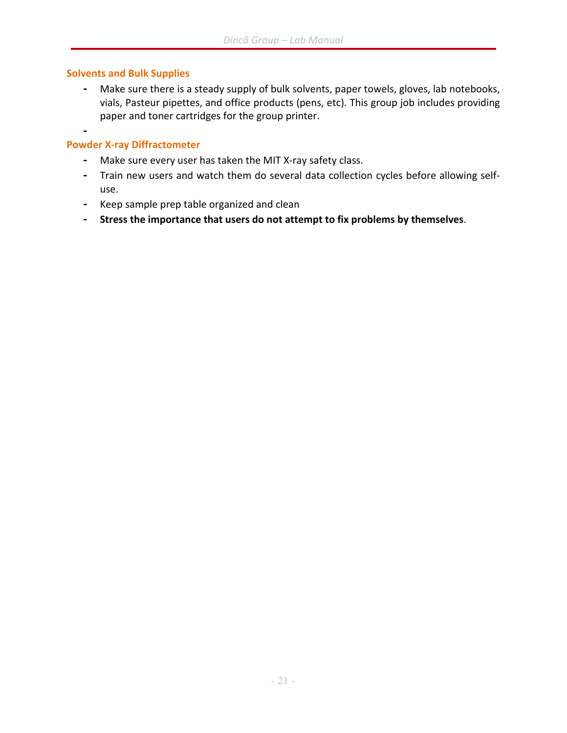### Solvents and Bulk Supplies

- Make sure there is a steady supply of bulk solvents, paper towels, gloves, lab notebooks, vials, Pasteur pipettes, and office products (pens, etc). This group job includes providing paper and toner cartridges for the group printer.
-

### Powder X-ray Diffractometer

- Make sure every user has taken the MIT X-ray safety class.
- Train new users and watch them do several data collection cycles before allowing self-use.
- Keep sample prep table organized and clean
- **Stress the importance that users do not attempt to fix problems by themselves**.